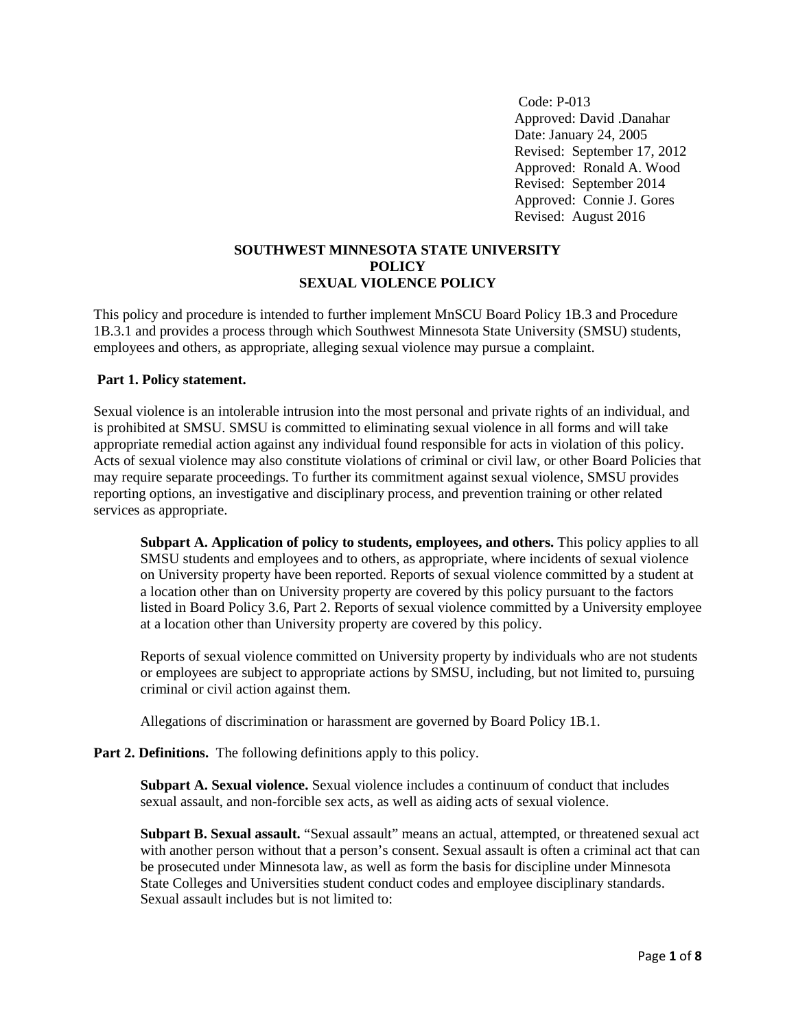Code: P-013
Approved: David .Danahar
Date: January 24, 2005
Revised: September 17, 2012
Approved: Ronald A. Wood
Revised: September 2014
Approved: Connie J. Gores
Revised: August 2016

# SOUTHWEST MINNESOTA STATE UNIVERSITY
# POLICY
# SEXUAL VIOLENCE POLICY

This policy and procedure is intended to further implement MnSCU Board Policy 1B.3 and Procedure 1B.3.1 and provides a process through which Southwest Minnesota State University (SMSU) students, employees and others, as appropriate, alleging sexual violence may pursue a complaint.

**Part 1. Policy statement.**

Sexual violence is an intolerable intrusion into the most personal and private rights of an individual, and is prohibited at SMSU. SMSU is committed to eliminating sexual violence in all forms and will take appropriate remedial action against any individual found responsible for acts in violation of this policy. Acts of sexual violence may also constitute violations of criminal or civil law, or other Board Policies that may require separate proceedings. To further its commitment against sexual violence, SMSU provides reporting options, an investigative and disciplinary process, and prevention training or other related services as appropriate.

**Subpart A. Application of policy to students, employees, and others.** This policy applies to all SMSU students and employees and to others, as appropriate, where incidents of sexual violence on University property have been reported. Reports of sexual violence committed by a student at a location other than on University property are covered by this policy pursuant to the factors listed in Board Policy 3.6, Part 2. Reports of sexual violence committed by a University employee at a location other than University property are covered by this policy.

Reports of sexual violence committed on University property by individuals who are not students or employees are subject to appropriate actions by SMSU, including, but not limited to, pursuing criminal or civil action against them.

Allegations of discrimination or harassment are governed by Board Policy 1B.1.

**Part 2. Definitions.** The following definitions apply to this policy.

**Subpart A. Sexual violence.** Sexual violence includes a continuum of conduct that includes sexual assault, and non-forcible sex acts, as well as aiding acts of sexual violence.

**Subpart B. Sexual assault.** "Sexual assault" means an actual, attempted, or threatened sexual act with another person without that a person's consent. Sexual assault is often a criminal act that can be prosecuted under Minnesota law, as well as form the basis for discipline under Minnesota State Colleges and Universities student conduct codes and employee disciplinary standards. Sexual assault includes but is not limited to: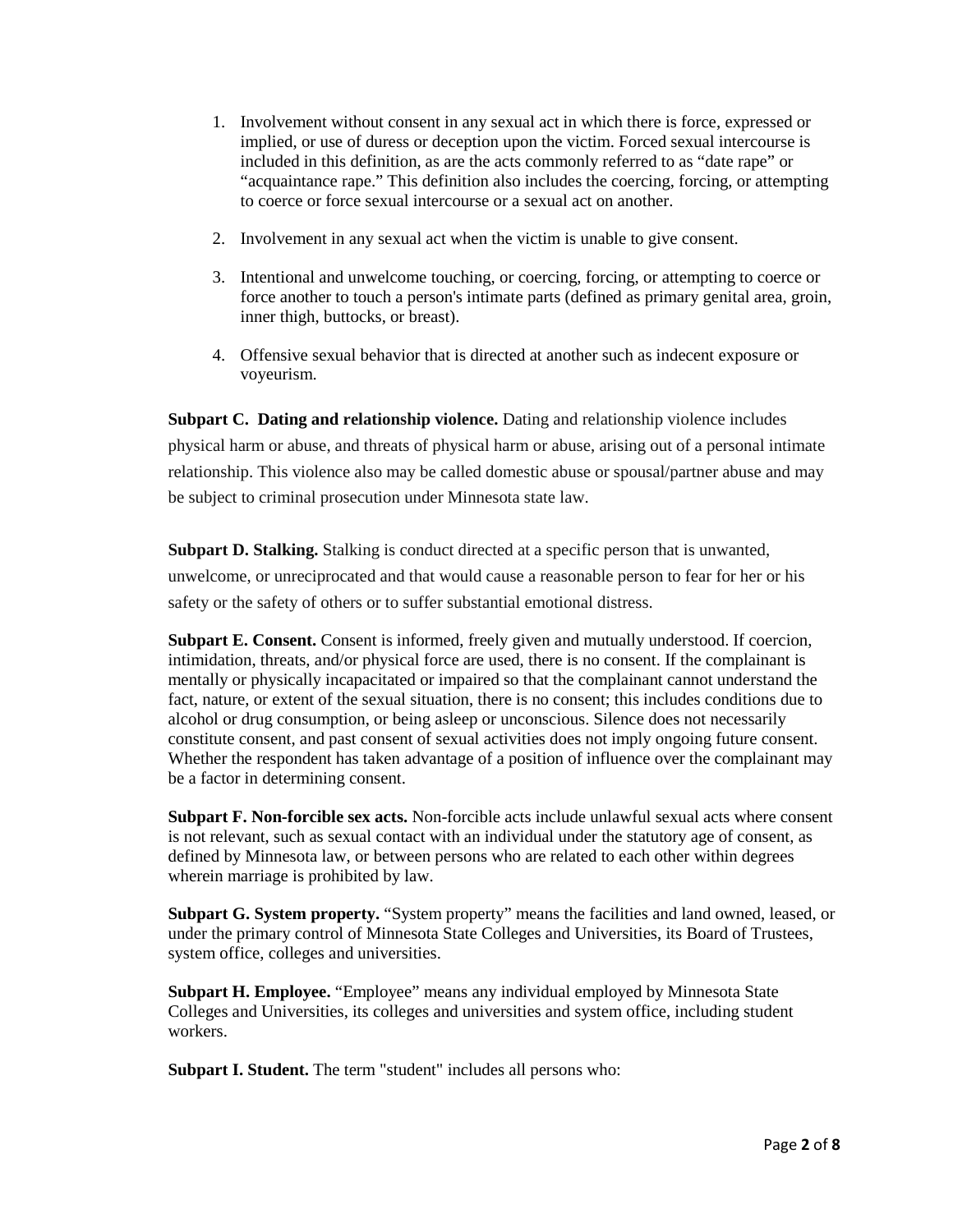1. Involvement without consent in any sexual act in which there is force, expressed or implied, or use of duress or deception upon the victim. Forced sexual intercourse is included in this definition, as are the acts commonly referred to as "date rape" or "acquaintance rape." This definition also includes the coercing, forcing, or attempting to coerce or force sexual intercourse or a sexual act on another.

2. Involvement in any sexual act when the victim is unable to give consent.

3. Intentional and unwelcome touching, or coercing, forcing, or attempting to coerce or force another to touch a person's intimate parts (defined as primary genital area, groin, inner thigh, buttocks, or breast).

4. Offensive sexual behavior that is directed at another such as indecent exposure or voyeurism.

**Subpart C. Dating and relationship violence.** Dating and relationship violence includes physical harm or abuse, and threats of physical harm or abuse, arising out of a personal intimate relationship. This violence also may be called domestic abuse or spousal/partner abuse and may be subject to criminal prosecution under Minnesota state law.

**Subpart D. Stalking.** Stalking is conduct directed at a specific person that is unwanted, unwelcome, or unreciprocated and that would cause a reasonable person to fear for her or his safety or the safety of others or to suffer substantial emotional distress.

**Subpart E. Consent.** Consent is informed, freely given and mutually understood. If coercion, intimidation, threats, and/or physical force are used, there is no consent. If the complainant is mentally or physically incapacitated or impaired so that the complainant cannot understand the fact, nature, or extent of the sexual situation, there is no consent; this includes conditions due to alcohol or drug consumption, or being asleep or unconscious. Silence does not necessarily constitute consent, and past consent of sexual activities does not imply ongoing future consent. Whether the respondent has taken advantage of a position of influence over the complainant may be a factor in determining consent.

**Subpart F. Non-forcible sex acts.** Non-forcible acts include unlawful sexual acts where consent is not relevant, such as sexual contact with an individual under the statutory age of consent, as defined by Minnesota law, or between persons who are related to each other within degrees wherein marriage is prohibited by law.

**Subpart G. System property.** "System property" means the facilities and land owned, leased, or under the primary control of Minnesota State Colleges and Universities, its Board of Trustees, system office, colleges and universities.

**Subpart H. Employee.** "Employee" means any individual employed by Minnesota State Colleges and Universities, its colleges and universities and system office, including student workers.

**Subpart I. Student.** The term "student" includes all persons who: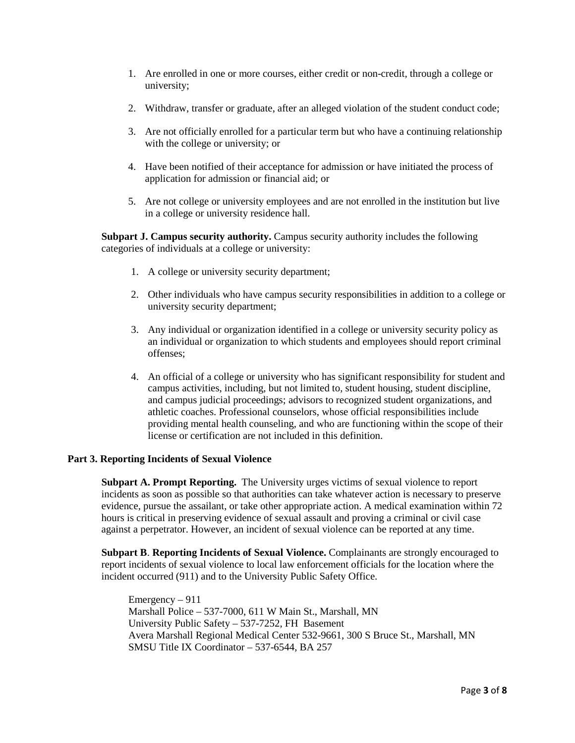1. Are enrolled in one or more courses, either credit or non-credit, through a college or university;

2. Withdraw, transfer or graduate, after an alleged violation of the student conduct code;

3. Are not officially enrolled for a particular term but who have a continuing relationship with the college or university; or

4. Have been notified of their acceptance for admission or have initiated the process of application for admission or financial aid; or

5. Are not college or university employees and are not enrolled in the institution but live in a college or university residence hall.

**Subpart J. Campus security authority.** Campus security authority includes the following categories of individuals at a college or university:

1. A college or university security department;

2. Other individuals who have campus security responsibilities in addition to a college or university security department;

3. Any individual or organization identified in a college or university security policy as an individual or organization to which students and employees should report criminal offenses;

4. An official of a college or university who has significant responsibility for student and campus activities, including, but not limited to, student housing, student discipline, and campus judicial proceedings; advisors to recognized student organizations, and athletic coaches. Professional counselors, whose official responsibilities include providing mental health counseling, and who are functioning within the scope of their license or certification are not included in this definition.

**Part 3. Reporting Incidents of Sexual Violence**

**Subpart A. Prompt Reporting.** The University urges victims of sexual violence to report incidents as soon as possible so that authorities can take whatever action is necessary to preserve evidence, pursue the assailant, or take other appropriate action. A medical examination within 72 hours is critical in preserving evidence of sexual assault and proving a criminal or civil case against a perpetrator. However, an incident of sexual violence can be reported at any time.

**Subpart B**. **Reporting Incidents of Sexual Violence.** Complainants are strongly encouraged to report incidents of sexual violence to local law enforcement officials for the location where the incident occurred (911) and to the University Public Safety Office.

Emergency – 911  
Marshall Police – 537-7000, 611 W Main St., Marshall, MN  
University Public Safety – 537-7252, FH Basement  
Avera Marshall Regional Medical Center 532-9661, 300 S Bruce St., Marshall, MN  
SMSU Title IX Coordinator – 537-6544, BA 257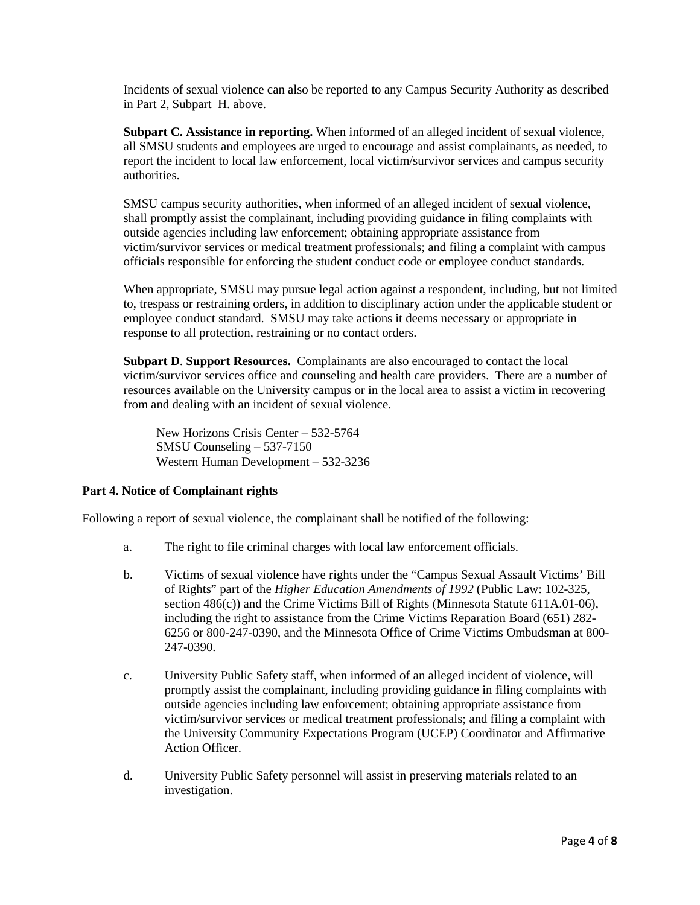Incidents of sexual violence can also be reported to any Campus Security Authority as described in Part 2, Subpart H. above.

**Subpart C. Assistance in reporting.** When informed of an alleged incident of sexual violence, all SMSU students and employees are urged to encourage and assist complainants, as needed, to report the incident to local law enforcement, local victim/survivor services and campus security authorities.

SMSU campus security authorities, when informed of an alleged incident of sexual violence, shall promptly assist the complainant, including providing guidance in filing complaints with outside agencies including law enforcement; obtaining appropriate assistance from victim/survivor services or medical treatment professionals; and filing a complaint with campus officials responsible for enforcing the student conduct code or employee conduct standards.

When appropriate, SMSU may pursue legal action against a respondent, including, but not limited to, trespass or restraining orders, in addition to disciplinary action under the applicable student or employee conduct standard. SMSU may take actions it deems necessary or appropriate in response to all protection, restraining or no contact orders.

**Subpart D**. **Support Resources.** Complainants are also encouraged to contact the local victim/survivor services office and counseling and health care providers. There are a number of resources available on the University campus or in the local area to assist a victim in recovering from and dealing with an incident of sexual violence.

New Horizons Crisis Center – 532-5764
SMSU Counseling – 537-7150
Western Human Development – 532-3236

**Part 4. Notice of Complainant rights**

Following a report of sexual violence, the complainant shall be notified of the following:

a. The right to file criminal charges with local law enforcement officials.

b. Victims of sexual violence have rights under the "Campus Sexual Assault Victims' Bill of Rights" part of the *Higher Education Amendments of 1992* (Public Law: 102-325, section 486(c)) and the Crime Victims Bill of Rights (Minnesota Statute 611A.01-06), including the right to assistance from the Crime Victims Reparation Board (651) 282-6256 or 800-247-0390, and the Minnesota Office of Crime Victims Ombudsman at 800-247-0390.

c. University Public Safety staff, when informed of an alleged incident of violence, will promptly assist the complainant, including providing guidance in filing complaints with outside agencies including law enforcement; obtaining appropriate assistance from victim/survivor services or medical treatment professionals; and filing a complaint with the University Community Expectations Program (UCEP) Coordinator and Affirmative Action Officer.

d. University Public Safety personnel will assist in preserving materials related to an investigation.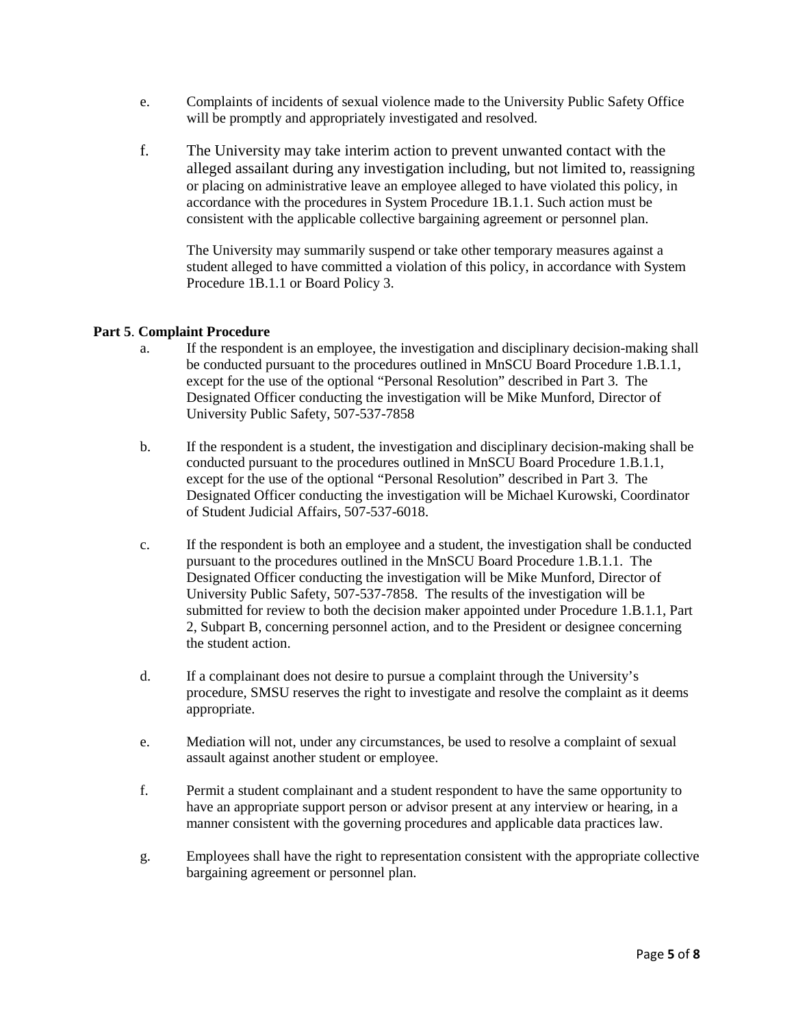e. Complaints of incidents of sexual violence made to the University Public Safety Office will be promptly and appropriately investigated and resolved.

f. The University may take interim action to prevent unwanted contact with the alleged assailant during any investigation including, but not limited to, reassigning or placing on administrative leave an employee alleged to have violated this policy, in accordance with the procedures in System Procedure 1B.1.1. Such action must be consistent with the applicable collective bargaining agreement or personnel plan.

   The University may summarily suspend or take other temporary measures against a student alleged to have committed a violation of this policy, in accordance with System Procedure 1B.1.1 or Board Policy 3.

**Part 5**. **Complaint Procedure**

a. If the respondent is an employee, the investigation and disciplinary decision-making shall be conducted pursuant to the procedures outlined in MnSCU Board Procedure 1.B.1.1, except for the use of the optional "Personal Resolution" described in Part 3. The Designated Officer conducting the investigation will be Mike Munford, Director of University Public Safety, 507-537-7858

b. If the respondent is a student, the investigation and disciplinary decision-making shall be conducted pursuant to the procedures outlined in MnSCU Board Procedure 1.B.1.1, except for the use of the optional "Personal Resolution" described in Part 3. The Designated Officer conducting the investigation will be Michael Kurowski, Coordinator of Student Judicial Affairs, 507-537-6018.

c. If the respondent is both an employee and a student, the investigation shall be conducted pursuant to the procedures outlined in the MnSCU Board Procedure 1.B.1.1. The Designated Officer conducting the investigation will be Mike Munford, Director of University Public Safety, 507-537-7858. The results of the investigation will be submitted for review to both the decision maker appointed under Procedure 1.B.1.1, Part 2, Subpart B, concerning personnel action, and to the President or designee concerning the student action.

d. If a complainant does not desire to pursue a complaint through the University's procedure, SMSU reserves the right to investigate and resolve the complaint as it deems appropriate.

e. Mediation will not, under any circumstances, be used to resolve a complaint of sexual assault against another student or employee.

f. Permit a student complainant and a student respondent to have the same opportunity to have an appropriate support person or advisor present at any interview or hearing, in a manner consistent with the governing procedures and applicable data practices law.

g. Employees shall have the right to representation consistent with the appropriate collective bargaining agreement or personnel plan.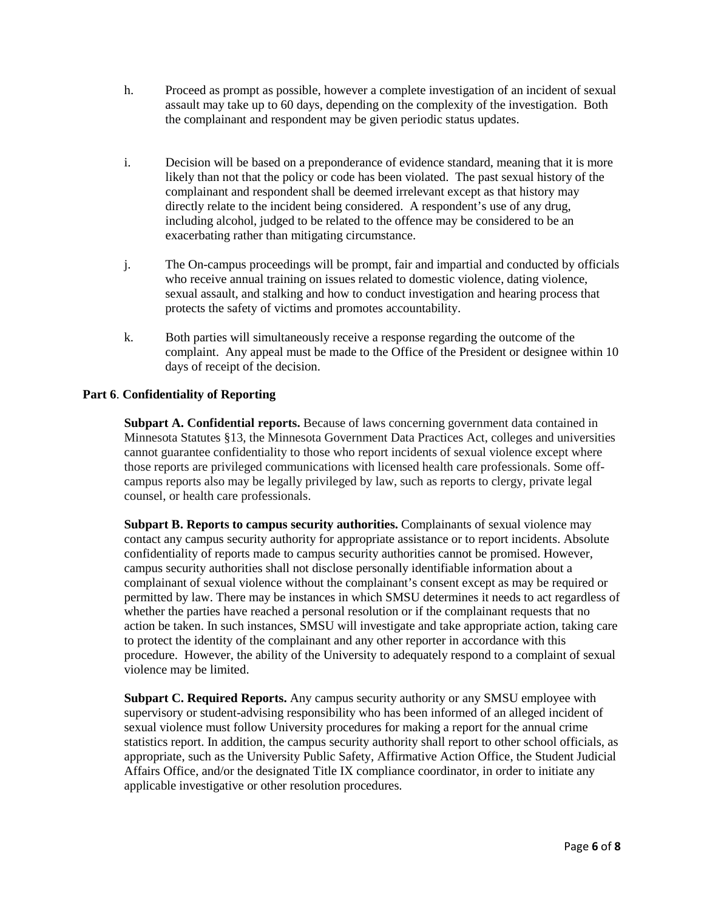h. Proceed as prompt as possible, however a complete investigation of an incident of sexual assault may take up to 60 days, depending on the complexity of the investigation. Both the complainant and respondent may be given periodic status updates.

i. Decision will be based on a preponderance of evidence standard, meaning that it is more likely than not that the policy or code has been violated. The past sexual history of the complainant and respondent shall be deemed irrelevant except as that history may directly relate to the incident being considered. A respondent's use of any drug, including alcohol, judged to be related to the offence may be considered to be an exacerbating rather than mitigating circumstance.

j. The On-campus proceedings will be prompt, fair and impartial and conducted by officials who receive annual training on issues related to domestic violence, dating violence, sexual assault, and stalking and how to conduct investigation and hearing process that protects the safety of victims and promotes accountability.

k. Both parties will simultaneously receive a response regarding the outcome of the complaint. Any appeal must be made to the Office of the President or designee within 10 days of receipt of the decision.

**Part 6**. **Confidentiality of Reporting**

**Subpart A. Confidential reports.** Because of laws concerning government data contained in Minnesota Statutes §13, the Minnesota Government Data Practices Act, colleges and universities cannot guarantee confidentiality to those who report incidents of sexual violence except where those reports are privileged communications with licensed health care professionals. Some off-campus reports also may be legally privileged by law, such as reports to clergy, private legal counsel, or health care professionals.

**Subpart B. Reports to campus security authorities.** Complainants of sexual violence may contact any campus security authority for appropriate assistance or to report incidents. Absolute confidentiality of reports made to campus security authorities cannot be promised. However, campus security authorities shall not disclose personally identifiable information about a complainant of sexual violence without the complainant's consent except as may be required or permitted by law. There may be instances in which SMSU determines it needs to act regardless of whether the parties have reached a personal resolution or if the complainant requests that no action be taken. In such instances, SMSU will investigate and take appropriate action, taking care to protect the identity of the complainant and any other reporter in accordance with this procedure. However, the ability of the University to adequately respond to a complaint of sexual violence may be limited.

**Subpart C. Required Reports.** Any campus security authority or any SMSU employee with supervisory or student-advising responsibility who has been informed of an alleged incident of sexual violence must follow University procedures for making a report for the annual crime statistics report. In addition, the campus security authority shall report to other school officials, as appropriate, such as the University Public Safety, Affirmative Action Office, the Student Judicial Affairs Office, and/or the designated Title IX compliance coordinator, in order to initiate any applicable investigative or other resolution procedures.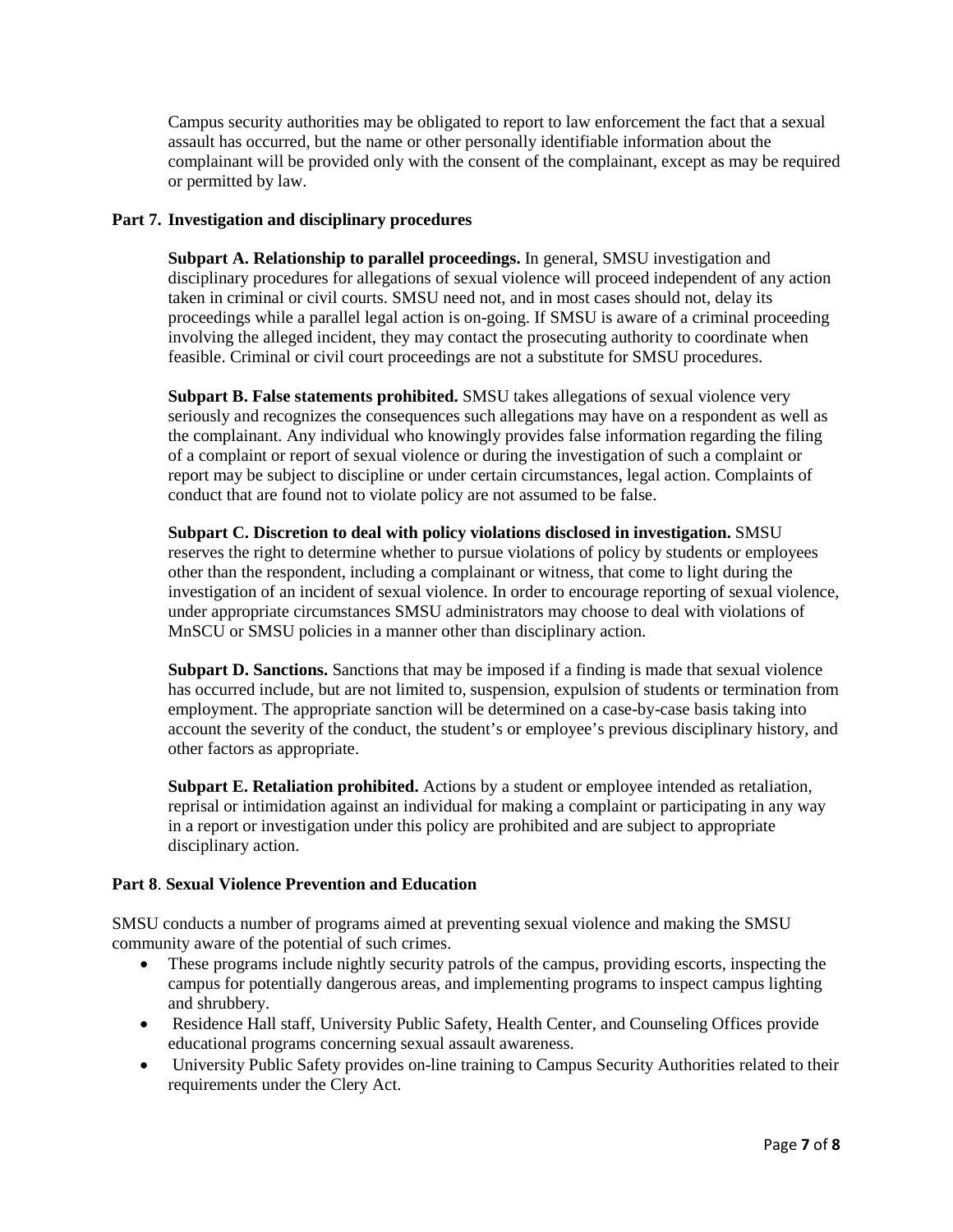Campus security authorities may be obligated to report to law enforcement the fact that a sexual assault has occurred, but the name or other personally identifiable information about the complainant will be provided only with the consent of the complainant, except as may be required or permitted by law.

### Part 7. Investigation and disciplinary procedures

**Subpart A. Relationship to parallel proceedings.** In general, SMSU investigation and disciplinary procedures for allegations of sexual violence will proceed independent of any action taken in criminal or civil courts. SMSU need not, and in most cases should not, delay its proceedings while a parallel legal action is on-going. If SMSU is aware of a criminal proceeding involving the alleged incident, they may contact the prosecuting authority to coordinate when feasible. Criminal or civil court proceedings are not a substitute for SMSU procedures.

**Subpart B. False statements prohibited.** SMSU takes allegations of sexual violence very seriously and recognizes the consequences such allegations may have on a respondent as well as the complainant. Any individual who knowingly provides false information regarding the filing of a complaint or report of sexual violence or during the investigation of such a complaint or report may be subject to discipline or under certain circumstances, legal action. Complaints of conduct that are found not to violate policy are not assumed to be false.

**Subpart C. Discretion to deal with policy violations disclosed in investigation.** SMSU reserves the right to determine whether to pursue violations of policy by students or employees other than the respondent, including a complainant or witness, that come to light during the investigation of an incident of sexual violence. In order to encourage reporting of sexual violence, under appropriate circumstances SMSU administrators may choose to deal with violations of MnSCU or SMSU policies in a manner other than disciplinary action.

**Subpart D. Sanctions.** Sanctions that may be imposed if a finding is made that sexual violence has occurred include, but are not limited to, suspension, expulsion of students or termination from employment. The appropriate sanction will be determined on a case-by-case basis taking into account the severity of the conduct, the student's or employee's previous disciplinary history, and other factors as appropriate.

**Subpart E. Retaliation prohibited.** Actions by a student or employee intended as retaliation, reprisal or intimidation against an individual for making a complaint or participating in any way in a report or investigation under this policy are prohibited and are subject to appropriate disciplinary action.

### Part 8. Sexual Violence Prevention and Education

SMSU conducts a number of programs aimed at preventing sexual violence and making the SMSU community aware of the potential of such crimes.

- These programs include nightly security patrols of the campus, providing escorts, inspecting the campus for potentially dangerous areas, and implementing programs to inspect campus lighting and shrubbery.
- Residence Hall staff, University Public Safety, Health Center, and Counseling Offices provide educational programs concerning sexual assault awareness.
- University Public Safety provides on-line training to Campus Security Authorities related to their requirements under the Clery Act.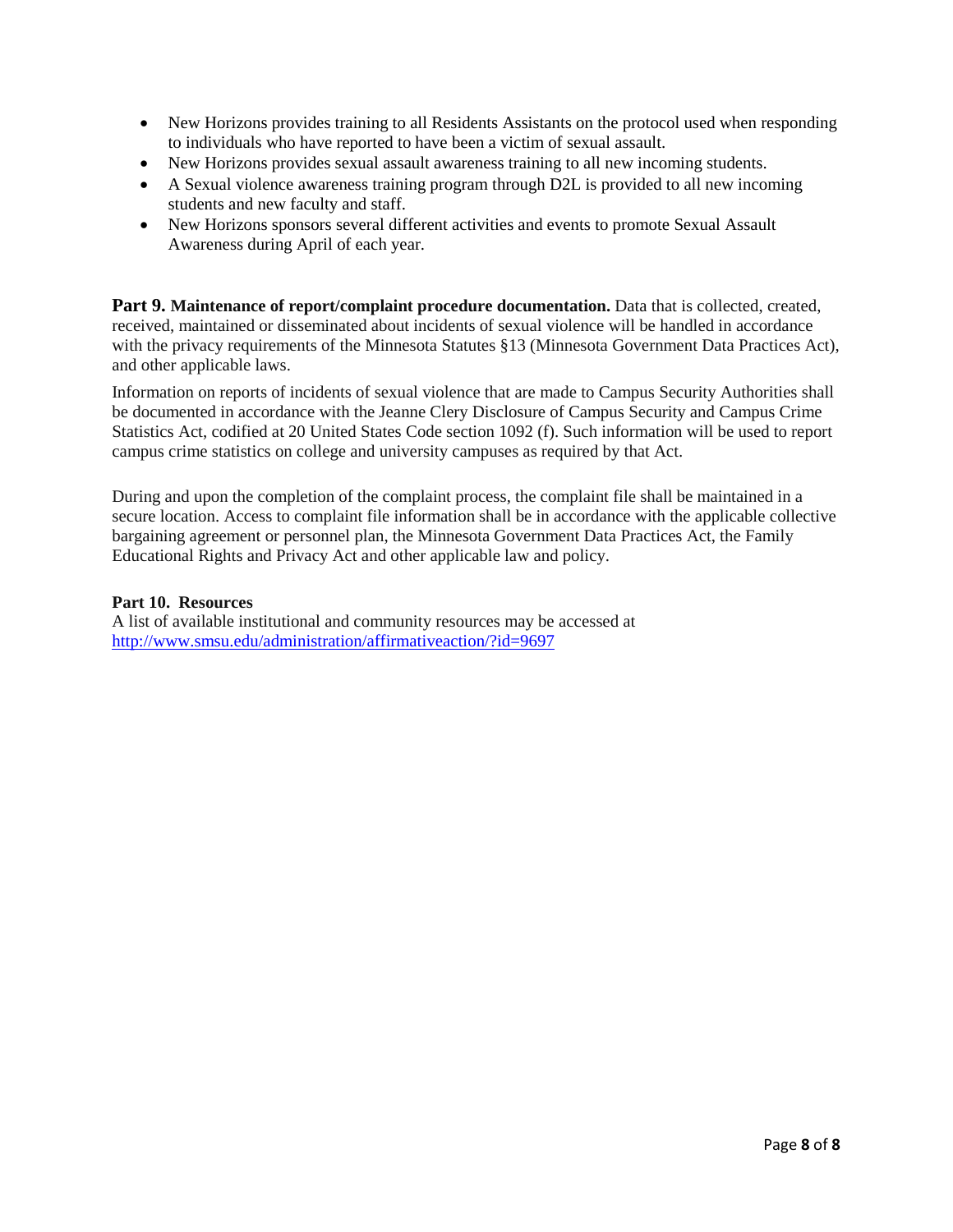- New Horizons provides training to all Residents Assistants on the protocol used when responding to individuals who have reported to have been a victim of sexual assault.
- New Horizons provides sexual assault awareness training to all new incoming students.
- A Sexual violence awareness training program through D2L is provided to all new incoming students and new faculty and staff.
- New Horizons sponsors several different activities and events to promote Sexual Assault Awareness during April of each year.

**Part 9. Maintenance of report/complaint procedure documentation.** Data that is collected, created, received, maintained or disseminated about incidents of sexual violence will be handled in accordance with the privacy requirements of the Minnesota Statutes §13 (Minnesota Government Data Practices Act), and other applicable laws.

Information on reports of incidents of sexual violence that are made to Campus Security Authorities shall be documented in accordance with the Jeanne Clery Disclosure of Campus Security and Campus Crime Statistics Act, codified at 20 United States Code section 1092 (f). Such information will be used to report campus crime statistics on college and university campuses as required by that Act.

During and upon the completion of the complaint process, the complaint file shall be maintained in a secure location. Access to complaint file information shall be in accordance with the applicable collective bargaining agreement or personnel plan, the Minnesota Government Data Practices Act, the Family Educational Rights and Privacy Act and other applicable law and policy.

**Part 10. Resources**

A list of available institutional and community resources may be accessed at http://www.smsu.edu/administration/affirmativeaction/?id=9697